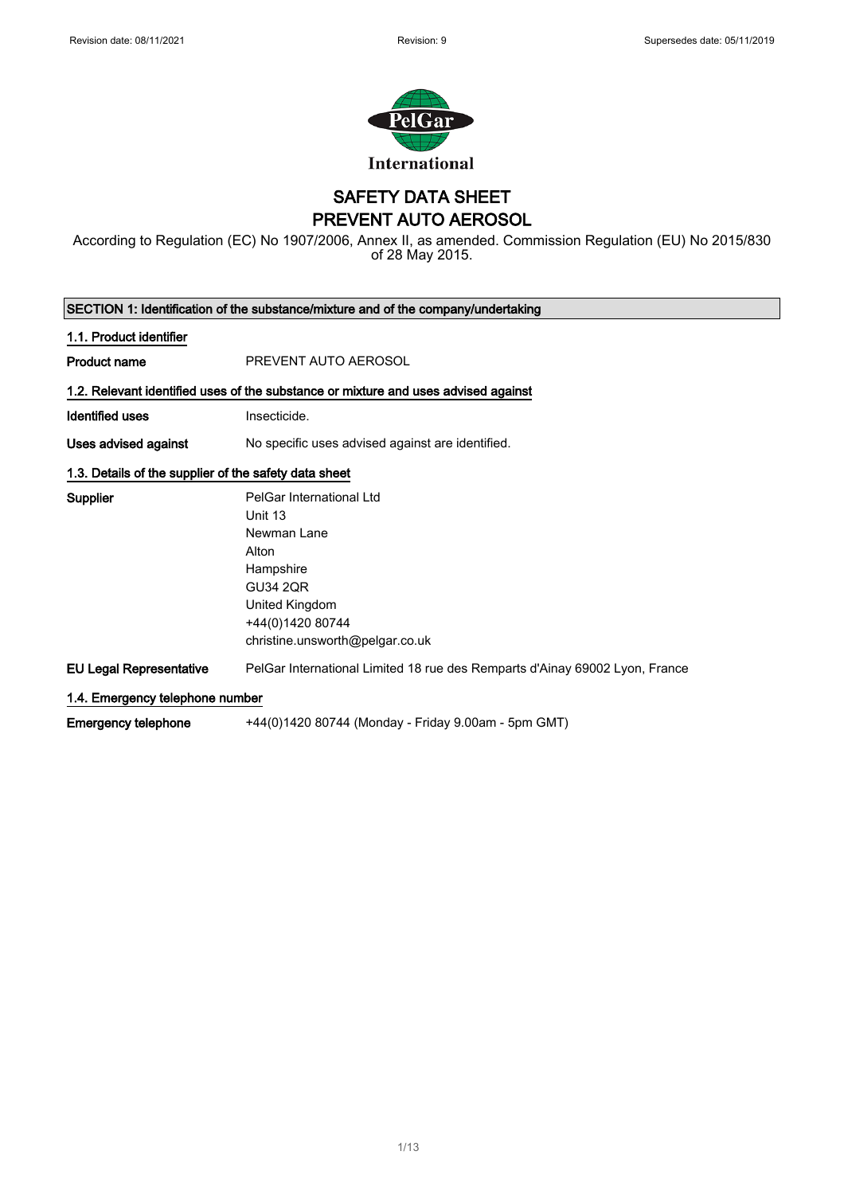# SAFETY DATA SHEET
# PREVENT AUTO AEROSOL

According to Regulation (EC) No 1907/2006, Annex II, as amended. Commission Regulation (EU) No 2015/830 of 28 May 2015.

## SECTION 1: Identification of the substance/mixture and of the company/undertaking

### 1.1. Product identifier

**Product name** PREVENT AUTO AEROSOL

### 1.2. Relevant identified uses of the substance or mixture and uses advised against

**Identified uses** Insecticide.

**Uses advised against** No specific uses advised against are identified.

### 1.3. Details of the supplier of the safety data sheet

**Supplier**
PelGar International Ltd
Unit 13
Newman Lane
Alton
Hampshire
GU34 2QR
United Kingdom
+44(0)1420 80744
christine.unsworth@pelgar.co.uk

**EU Legal Representative** PelGar International Limited 18 rue des Remparts d'Ainay 69002 Lyon, France

### 1.4. Emergency telephone number

**Emergency telephone** +44(0)1420 80744 (Monday - Friday 9.00am - 5pm GMT)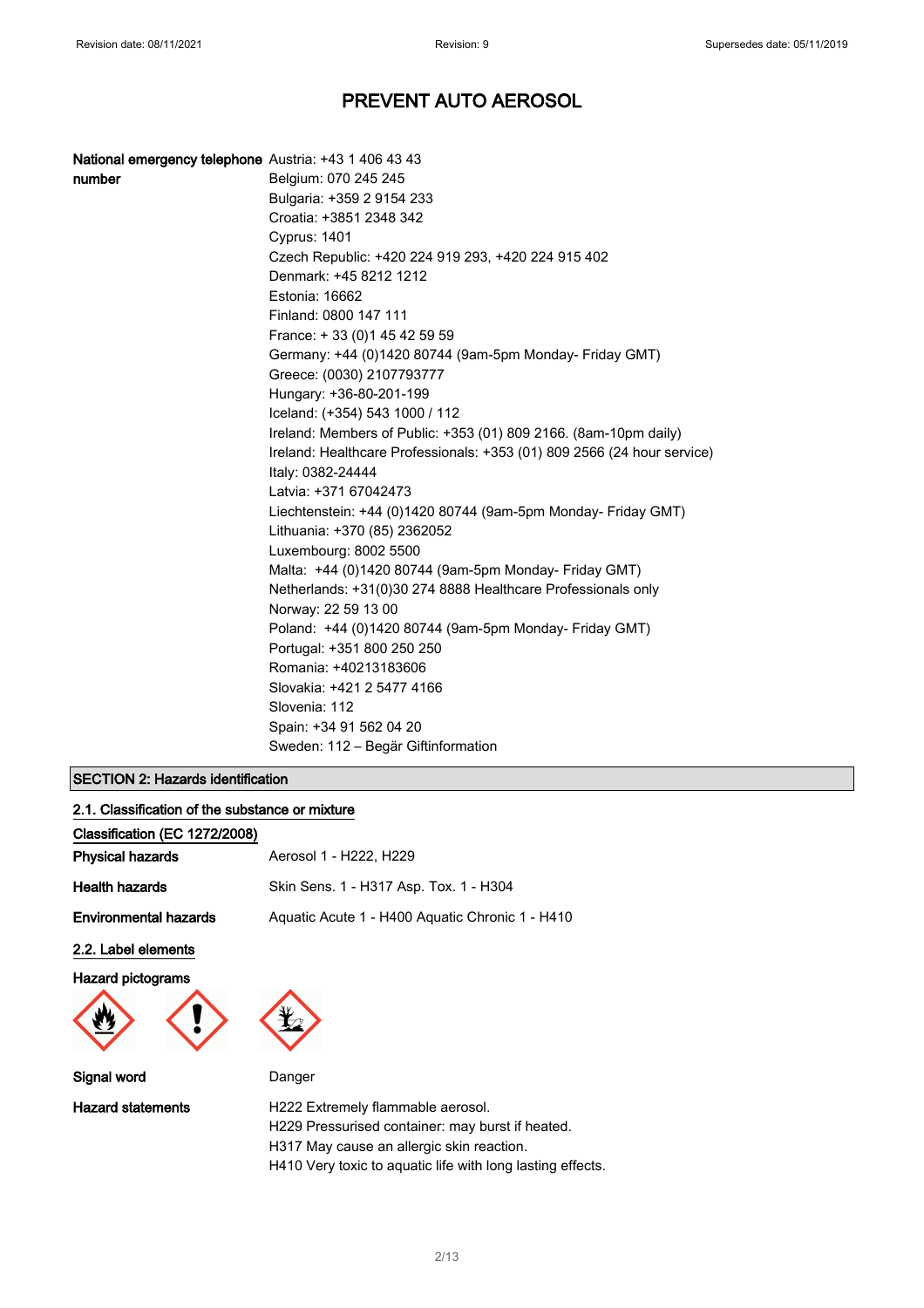**National emergency telephone number**

Austria: +43 1 406 43 43
Belgium: 070 245 245
Bulgaria: +359 2 9154 233
Croatia: +3851 2348 342
Cyprus: 1401
Czech Republic: +420 224 919 293, +420 224 915 402
Denmark: +45 8212 1212
Estonia: 16662
Finland: 0800 147 111
France: + 33 (0)1 45 42 59 59
Germany: +44 (0)1420 80744 (9am-5pm Monday- Friday GMT)
Greece: (0030) 2107793777
Hungary: +36-80-201-199
Iceland: (+354) 543 1000 / 112
Ireland: Members of Public: +353 (01) 809 2166. (8am-10pm daily)
Ireland: Healthcare Professionals: +353 (01) 809 2566 (24 hour service)
Italy: 0382-24444
Latvia: +371 67042473
Liechtenstein: +44 (0)1420 80744 (9am-5pm Monday- Friday GMT)
Lithuania: +370 (85) 2362052
Luxembourg: 8002 5500
Malta: +44 (0)1420 80744 (9am-5pm Monday- Friday GMT)
Netherlands: +31(0)30 274 8888 Healthcare Professionals only
Norway: 22 59 13 00
Poland: +44 (0)1420 80744 (9am-5pm Monday- Friday GMT)
Portugal: +351 800 250 250
Romania: +40213183606
Slovakia: +421 2 5477 4166
Slovenia: 112
Spain: +34 91 562 04 20
Sweden: 112 – Begär Giftinformation

## SECTION 2: Hazards identification

### 2.1. Classification of the substance or mixture

**Classification (EC 1272/2008)**

**Physical hazards** Aerosol 1 - H222, H229

**Health hazards** Skin Sens. 1 - H317 Asp. Tox. 1 - H304

**Environmental hazards** Aquatic Acute 1 - H400 Aquatic Chronic 1 - H410

### 2.2. Label elements

**Hazard pictograms**

**Signal word** Danger

**Hazard statements**

H222 Extremely flammable aerosol.
H229 Pressurised container: may burst if heated.
H317 May cause an allergic skin reaction.
H410 Very toxic to aquatic life with long lasting effects.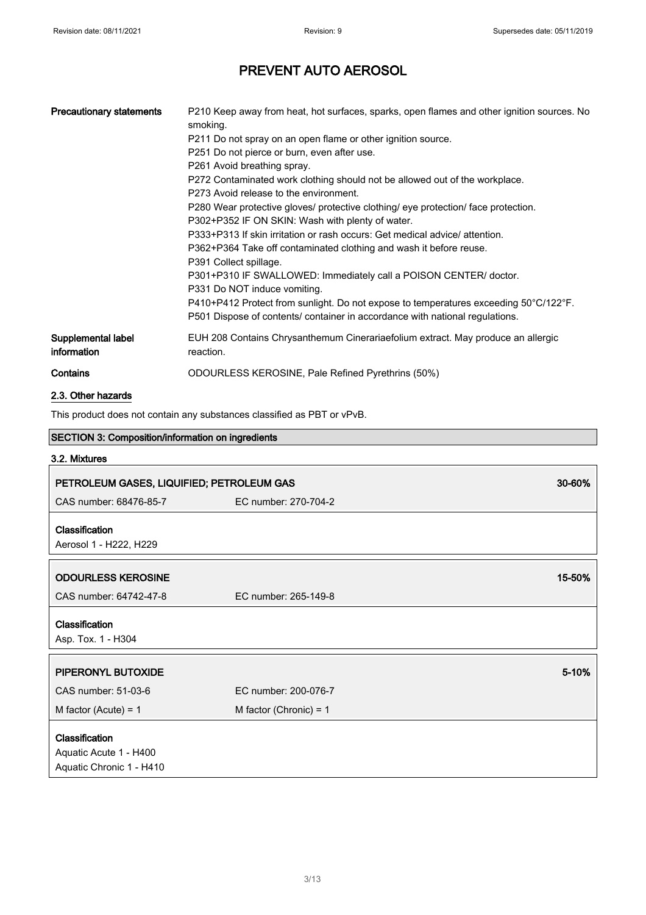# PREVENT AUTO AEROSOL

| | |
|---|---|
| **Precautionary statements** | P210 Keep away from heat, hot surfaces, sparks, open flames and other ignition sources. No smoking.<br>P211 Do not spray on an open flame or other ignition source.<br>P251 Do not pierce or burn, even after use.<br>P261 Avoid breathing spray.<br>P272 Contaminated work clothing should not be allowed out of the workplace.<br>P273 Avoid release to the environment.<br>P280 Wear protective gloves/ protective clothing/ eye protection/ face protection.<br>P302+P352 IF ON SKIN: Wash with plenty of water.<br>P333+P313 If skin irritation or rash occurs: Get medical advice/ attention.<br>P362+P364 Take off contaminated clothing and wash it before reuse.<br>P391 Collect spillage.<br>P301+P310 IF SWALLOWED: Immediately call a POISON CENTER/ doctor.<br>P331 Do NOT induce vomiting.<br>P410+P412 Protect from sunlight. Do not expose to temperatures exceeding 50°C/122°F.<br>P501 Dispose of contents/ container in accordance with national regulations. |
| **Supplemental label information** | EUH 208 Contains Chrysanthemum Cinerariaefolium extract. May produce an allergic reaction. |
| **Contains** | ODOURLESS KEROSINE, Pale Refined Pyrethrins (50%) |

### 2.3. Other hazards

This product does not contain any substances classified as PBT or vPvB.

## SECTION 3: Composition/information on ingredients

### 3.2. Mixtures

| **PETROLEUM GASES, LIQUIFIED; PETROLEUM GAS** | | **30-60%** |
|---|---|---|
| CAS number: 68476-85-7 | EC number: 270-704-2 | |

**Classification**
Aerosol 1 - H222, H229

| **ODOURLESS KEROSINE** | | **15-50%** |
|---|---|---|
| CAS number: 64742-47-8 | EC number: 265-149-8 | |

**Classification**
Asp. Tox. 1 - H304

| **PIPERONYL BUTOXIDE** | | **5-10%** |
|---|---|---|
| CAS number: 51-03-6 | EC number: 200-076-7 | |
| M factor (Acute) = 1 | M factor (Chronic) = 1 | |

**Classification**
Aquatic Acute 1 - H400
Aquatic Chronic 1 - H410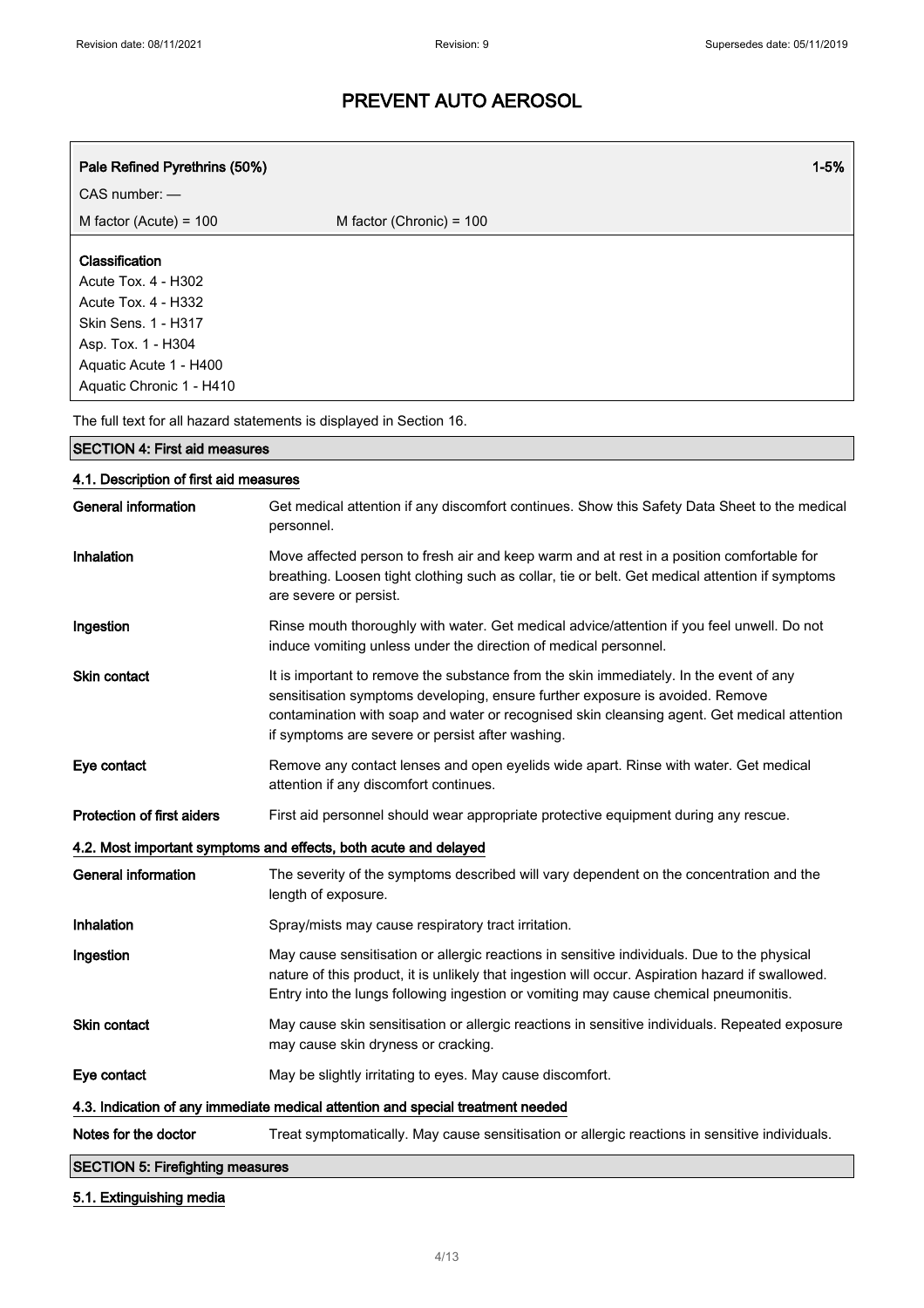| Pale Refined Pyrethrins (50%) | | 1-5% |
|---|---|---|
| CAS number: — | | |
| M factor (Acute) = 100 | M factor (Chronic) = 100 | |

**Classification**
Acute Tox. 4 - H302
Acute Tox. 4 - H332
Skin Sens. 1 - H317
Asp. Tox. 1 - H304
Aquatic Acute 1 - H400
Aquatic Chronic 1 - H410

The full text for all hazard statements is displayed in Section 16.

## SECTION 4: First aid measures

### 4.1. Description of first aid measures

| | |
|---|---|
| **General information** | Get medical attention if any discomfort continues. Show this Safety Data Sheet to the medical personnel. |
| **Inhalation** | Move affected person to fresh air and keep warm and at rest in a position comfortable for breathing. Loosen tight clothing such as collar, tie or belt. Get medical attention if symptoms are severe or persist. |
| **Ingestion** | Rinse mouth thoroughly with water. Get medical advice/attention if you feel unwell. Do not induce vomiting unless under the direction of medical personnel. |
| **Skin contact** | It is important to remove the substance from the skin immediately. In the event of any sensitisation symptoms developing, ensure further exposure is avoided. Remove contamination with soap and water or recognised skin cleansing agent. Get medical attention if symptoms are severe or persist after washing. |
| **Eye contact** | Remove any contact lenses and open eyelids wide apart. Rinse with water. Get medical attention if any discomfort continues. |
| **Protection of first aiders** | First aid personnel should wear appropriate protective equipment during any rescue. |

### 4.2. Most important symptoms and effects, both acute and delayed

| | |
|---|---|
| **General information** | The severity of the symptoms described will vary dependent on the concentration and the length of exposure. |
| **Inhalation** | Spray/mists may cause respiratory tract irritation. |
| **Ingestion** | May cause sensitisation or allergic reactions in sensitive individuals. Due to the physical nature of this product, it is unlikely that ingestion will occur. Aspiration hazard if swallowed. Entry into the lungs following ingestion or vomiting may cause chemical pneumonitis. |
| **Skin contact** | May cause skin sensitisation or allergic reactions in sensitive individuals. Repeated exposure may cause skin dryness or cracking. |
| **Eye contact** | May be slightly irritating to eyes. May cause discomfort. |

### 4.3. Indication of any immediate medical attention and special treatment needed

| | |
|---|---|
| **Notes for the doctor** | Treat symptomatically. May cause sensitisation or allergic reactions in sensitive individuals. |

## SECTION 5: Firefighting measures

### 5.1. Extinguishing media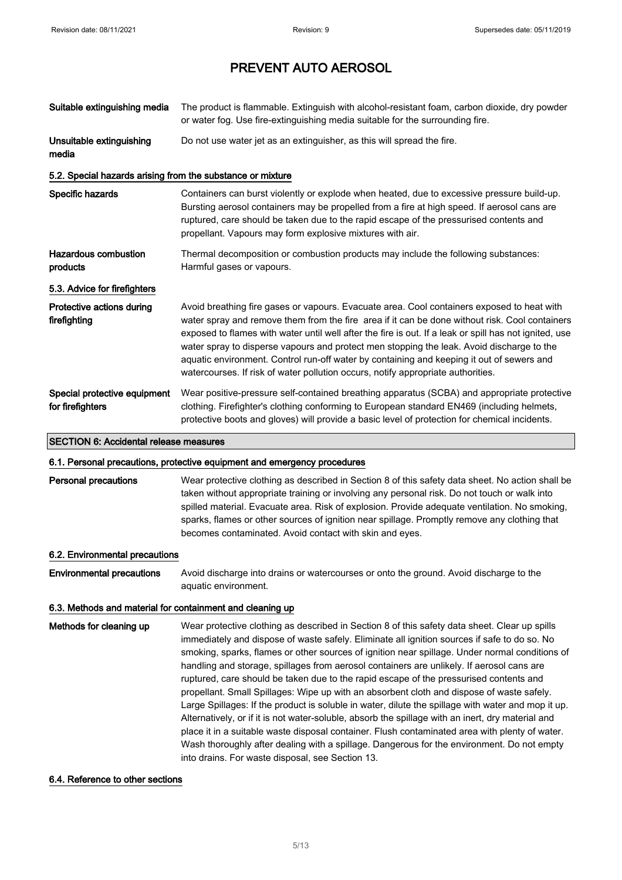# PREVENT AUTO AEROSOL

**Suitable extinguishing media** The product is flammable. Extinguish with alcohol-resistant foam, carbon dioxide, dry powder or water fog. Use fire-extinguishing media suitable for the surrounding fire.

**Unsuitable extinguishing media** Do not use water jet as an extinguisher, as this will spread the fire.

### 5.2. Special hazards arising from the substance or mixture

**Specific hazards** Containers can burst violently or explode when heated, due to excessive pressure build-up. Bursting aerosol containers may be propelled from a fire at high speed. If aerosol cans are ruptured, care should be taken due to the rapid escape of the pressurised contents and propellant. Vapours may form explosive mixtures with air.

**Hazardous combustion products** Thermal decomposition or combustion products may include the following substances: Harmful gases or vapours.

### 5.3. Advice for firefighters

**Protective actions during firefighting** Avoid breathing fire gases or vapours. Evacuate area. Cool containers exposed to heat with water spray and remove them from the fire area if it can be done without risk. Cool containers exposed to flames with water until well after the fire is out. If a leak or spill has not ignited, use water spray to disperse vapours and protect men stopping the leak. Avoid discharge to the aquatic environment. Control run-off water by containing and keeping it out of sewers and watercourses. If risk of water pollution occurs, notify appropriate authorities.

**Special protective equipment for firefighters** Wear positive-pressure self-contained breathing apparatus (SCBA) and appropriate protective clothing. Firefighter's clothing conforming to European standard EN469 (including helmets, protective boots and gloves) will provide a basic level of protection for chemical incidents.

## SECTION 6: Accidental release measures

### 6.1. Personal precautions, protective equipment and emergency procedures

**Personal precautions** Wear protective clothing as described in Section 8 of this safety data sheet. No action shall be taken without appropriate training or involving any personal risk. Do not touch or walk into spilled material. Evacuate area. Risk of explosion. Provide adequate ventilation. No smoking, sparks, flames or other sources of ignition near spillage. Promptly remove any clothing that becomes contaminated. Avoid contact with skin and eyes.

### 6.2. Environmental precautions

**Environmental precautions** Avoid discharge into drains or watercourses or onto the ground. Avoid discharge to the aquatic environment.

### 6.3. Methods and material for containment and cleaning up

**Methods for cleaning up** Wear protective clothing as described in Section 8 of this safety data sheet. Clear up spills immediately and dispose of waste safely. Eliminate all ignition sources if safe to do so. No smoking, sparks, flames or other sources of ignition near spillage. Under normal conditions of handling and storage, spillages from aerosol containers are unlikely. If aerosol cans are ruptured, care should be taken due to the rapid escape of the pressurised contents and propellant. Small Spillages: Wipe up with an absorbent cloth and dispose of waste safely. Large Spillages: If the product is soluble in water, dilute the spillage with water and mop it up. Alternatively, or if it is not water-soluble, absorb the spillage with an inert, dry material and place it in a suitable waste disposal container. Flush contaminated area with plenty of water. Wash thoroughly after dealing with a spillage. Dangerous for the environment. Do not empty into drains. For waste disposal, see Section 13.

### 6.4. Reference to other sections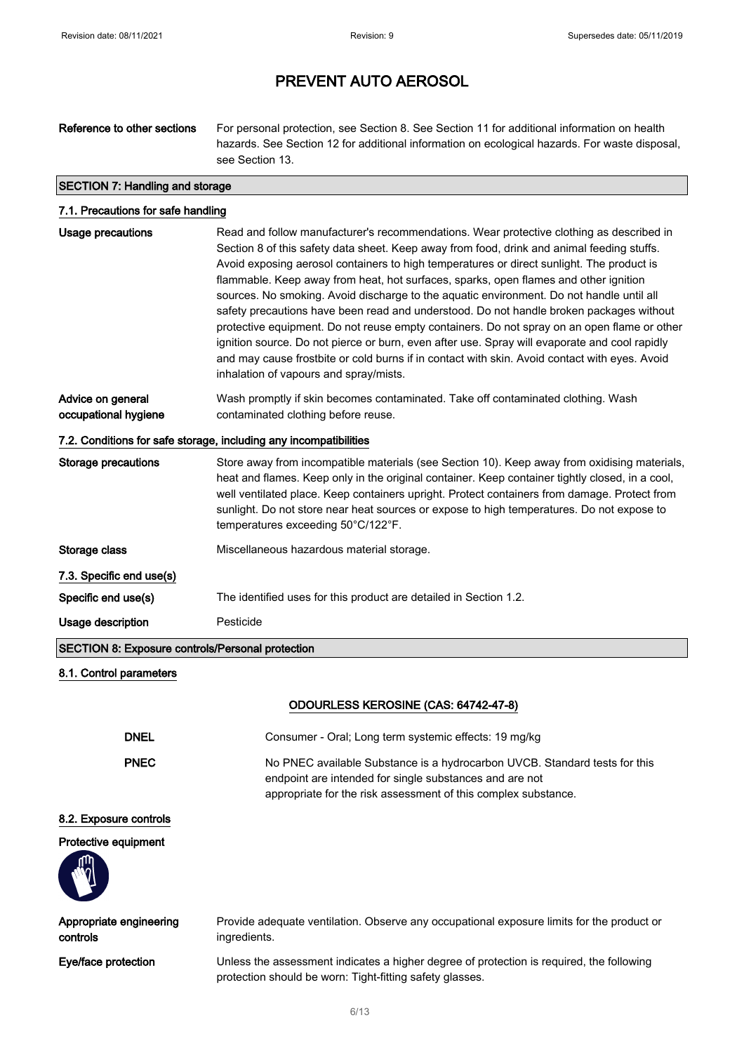# PREVENT AUTO AEROSOL

**Reference to other sections** For personal protection, see Section 8. See Section 11 for additional information on health hazards. See Section 12 for additional information on ecological hazards. For waste disposal, see Section 13.

## SECTION 7: Handling and storage

### 7.1. Precautions for safe handling

**Usage precautions** Read and follow manufacturer's recommendations. Wear protective clothing as described in Section 8 of this safety data sheet. Keep away from food, drink and animal feeding stuffs. Avoid exposing aerosol containers to high temperatures or direct sunlight. The product is flammable. Keep away from heat, hot surfaces, sparks, open flames and other ignition sources. No smoking. Avoid discharge to the aquatic environment. Do not handle until all safety precautions have been read and understood. Do not handle broken packages without protective equipment. Do not reuse empty containers. Do not spray on an open flame or other ignition source. Do not pierce or burn, even after use. Spray will evaporate and cool rapidly and may cause frostbite or cold burns if in contact with skin. Avoid contact with eyes. Avoid inhalation of vapours and spray/mists.

**Advice on general occupational hygiene** Wash promptly if skin becomes contaminated. Take off contaminated clothing. Wash contaminated clothing before reuse.

### 7.2. Conditions for safe storage, including any incompatibilities

**Storage precautions** Store away from incompatible materials (see Section 10). Keep away from oxidising materials, heat and flames. Keep only in the original container. Keep container tightly closed, in a cool, well ventilated place. Keep containers upright. Protect containers from damage. Protect from sunlight. Do not store near heat sources or expose to high temperatures. Do not expose to temperatures exceeding 50°C/122°F.

**Storage class** Miscellaneous hazardous material storage.

### 7.3. Specific end use(s)

**Specific end use(s)** The identified uses for this product are detailed in Section 1.2.

**Usage description** Pesticide

## SECTION 8: Exposure controls/Personal protection

### 8.1. Control parameters

**ODOURLESS KEROSINE (CAS: 64742-47-8)**

**DNEL** Consumer - Oral; Long term systemic effects: 19 mg/kg

**PNEC** No PNEC available Substance is a hydrocarbon UVCB. Standard tests for this endpoint are intended for single substances and are not appropriate for the risk assessment of this complex substance.

### 8.2. Exposure controls

**Protective equipment**

**Appropriate engineering controls** Provide adequate ventilation. Observe any occupational exposure limits for the product or ingredients.

**Eye/face protection** Unless the assessment indicates a higher degree of protection is required, the following protection should be worn: Tight-fitting safety glasses.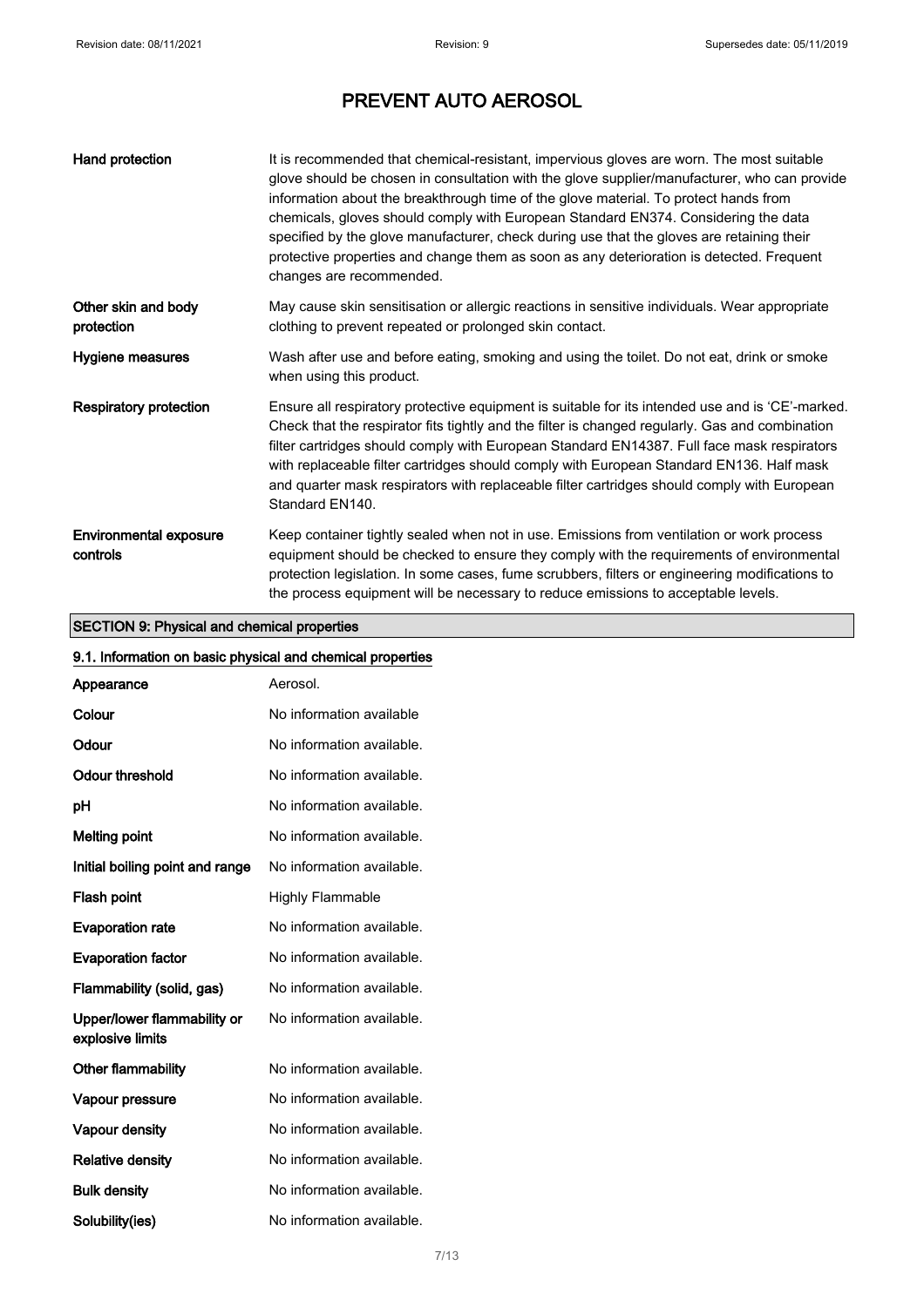| | |
|---|---|
| **Hand protection** | It is recommended that chemical-resistant, impervious gloves are worn. The most suitable glove should be chosen in consultation with the glove supplier/manufacturer, who can provide information about the breakthrough time of the glove material. To protect hands from chemicals, gloves should comply with European Standard EN374. Considering the data specified by the glove manufacturer, check during use that the gloves are retaining their protective properties and change them as soon as any deterioration is detected. Frequent changes are recommended. |
| **Other skin and body protection** | May cause skin sensitisation or allergic reactions in sensitive individuals. Wear appropriate clothing to prevent repeated or prolonged skin contact. |
| **Hygiene measures** | Wash after use and before eating, smoking and using the toilet. Do not eat, drink or smoke when using this product. |
| **Respiratory protection** | Ensure all respiratory protective equipment is suitable for its intended use and is 'CE'-marked. Check that the respirator fits tightly and the filter is changed regularly. Gas and combination filter cartridges should comply with European Standard EN14387. Full face mask respirators with replaceable filter cartridges should comply with European Standard EN136. Half mask and quarter mask respirators with replaceable filter cartridges should comply with European Standard EN140. |
| **Environmental exposure controls** | Keep container tightly sealed when not in use. Emissions from ventilation or work process equipment should be checked to ensure they comply with the requirements of environmental protection legislation. In some cases, fume scrubbers, filters or engineering modifications to the process equipment will be necessary to reduce emissions to acceptable levels. |

## SECTION 9: Physical and chemical properties

### 9.1. Information on basic physical and chemical properties

| | |
|---|---|
| **Appearance** | Aerosol. |
| **Colour** | No information available |
| **Odour** | No information available. |
| **Odour threshold** | No information available. |
| **pH** | No information available. |
| **Melting point** | No information available. |
| **Initial boiling point and range** | No information available. |
| **Flash point** | Highly Flammable |
| **Evaporation rate** | No information available. |
| **Evaporation factor** | No information available. |
| **Flammability (solid, gas)** | No information available. |
| **Upper/lower flammability or explosive limits** | No information available. |
| **Other flammability** | No information available. |
| **Vapour pressure** | No information available. |
| **Vapour density** | No information available. |
| **Relative density** | No information available. |
| **Bulk density** | No information available. |
| **Solubility(ies)** | No information available. |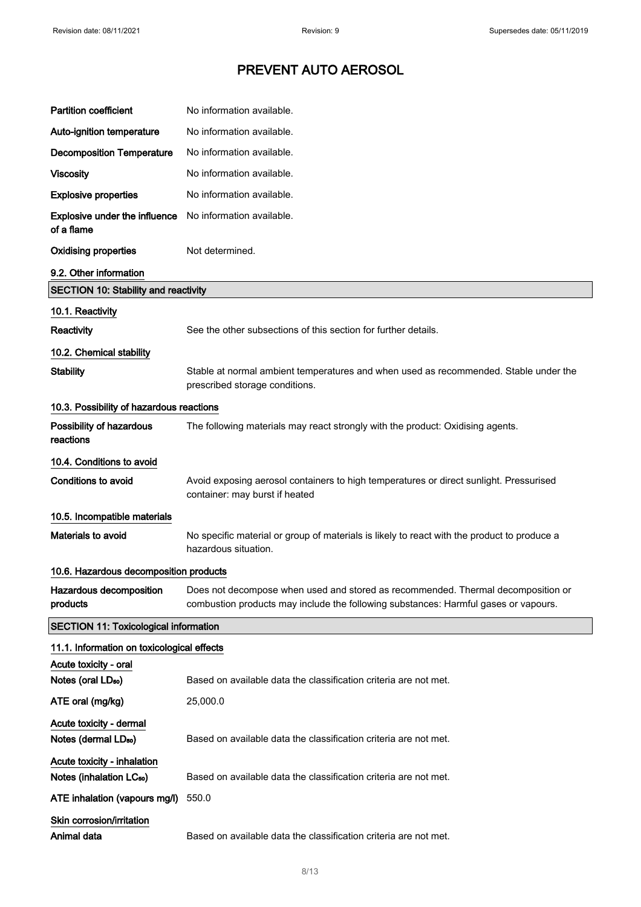| | |
|---|---|
| **Partition coefficient** | No information available. |
| **Auto-ignition temperature** | No information available. |
| **Decomposition Temperature** | No information available. |
| **Viscosity** | No information available. |
| **Explosive properties** | No information available. |
| **Explosive under the influence of a flame** | No information available. |
| **Oxidising properties** | Not determined. |

**9.2. Other information**

## SECTION 10: Stability and reactivity

**10.1. Reactivity**

**Reactivity** See the other subsections of this section for further details.

**10.2. Chemical stability**

**Stability** Stable at normal ambient temperatures and when used as recommended. Stable under the prescribed storage conditions.

**10.3. Possibility of hazardous reactions**

**Possibility of hazardous reactions** The following materials may react strongly with the product: Oxidising agents.

**10.4. Conditions to avoid**

**Conditions to avoid** Avoid exposing aerosol containers to high temperatures or direct sunlight. Pressurised container: may burst if heated

**10.5. Incompatible materials**

**Materials to avoid** No specific material or group of materials is likely to react with the product to produce a hazardous situation.

**10.6. Hazardous decomposition products**

**Hazardous decomposition products** Does not decompose when used and stored as recommended. Thermal decomposition or combustion products may include the following substances: Harmful gases or vapours.

## SECTION 11: Toxicological information

**11.1. Information on toxicological effects**

**Acute toxicity - oral**

**Notes (oral $LD_{50}$)** Based on available data the classification criteria are not met.

**ATE oral (mg/kg)** 25,000.0

**Acute toxicity - dermal**

**Notes (dermal $LD_{50}$)** Based on available data the classification criteria are not met.

**Acute toxicity - inhalation**

**Notes (inhalation $LC_{50}$)** Based on available data the classification criteria are not met.

**ATE inhalation (vapours mg/l)** 550.0

**Skin corrosion/irritation**

**Animal data** Based on available data the classification criteria are not met.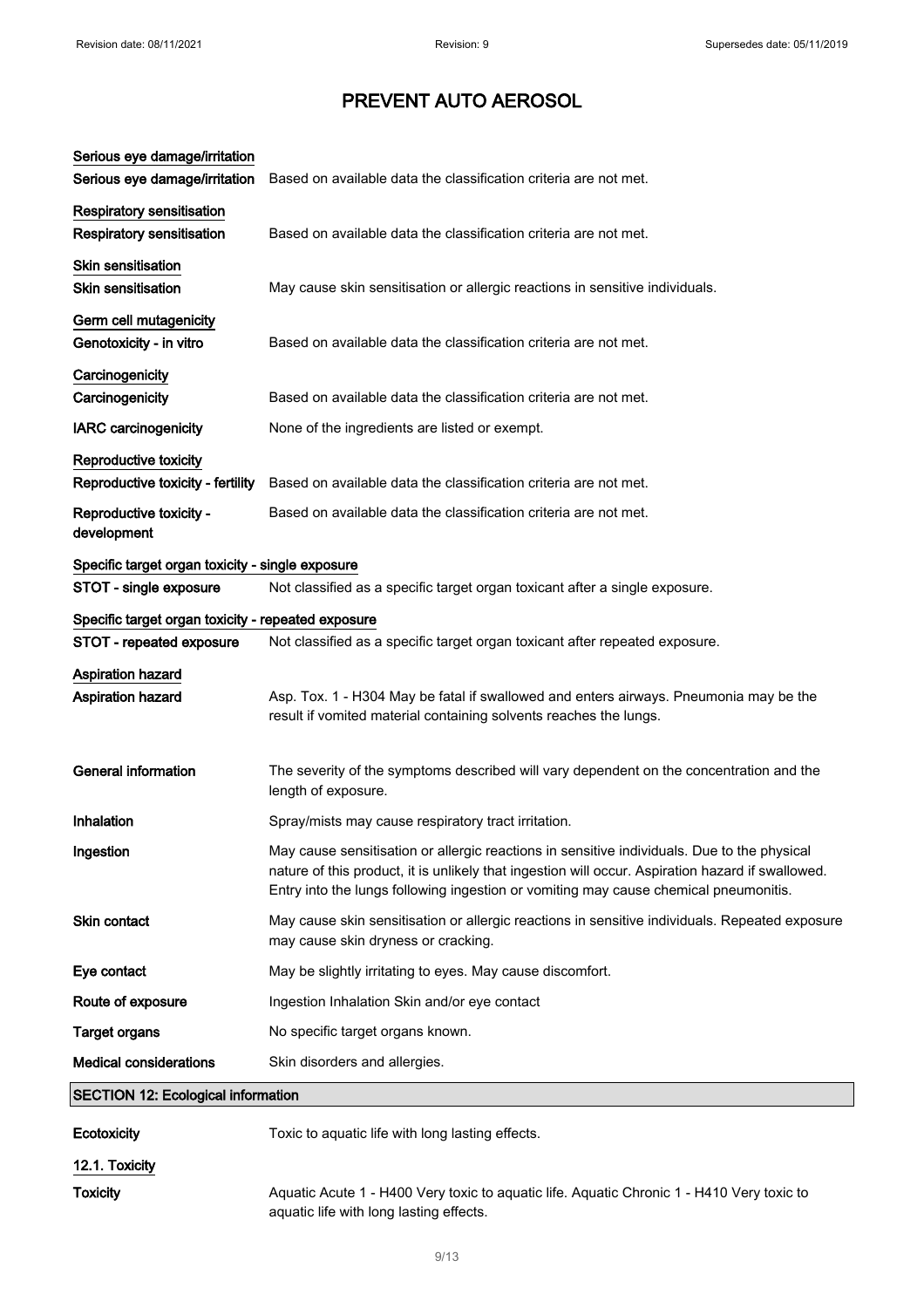# PREVENT AUTO AEROSOL

**Serious eye damage/irritation**

| | |
|---|---|
| **Serious eye damage/irritation** | Based on available data the classification criteria are not met. |

**Respiratory sensitisation**

| | |
|---|---|
| **Respiratory sensitisation** | Based on available data the classification criteria are not met. |

**Skin sensitisation**

| | |
|---|---|
| **Skin sensitisation** | May cause skin sensitisation or allergic reactions in sensitive individuals. |

**Germ cell mutagenicity**

| | |
|---|---|
| **Genotoxicity - in vitro** | Based on available data the classification criteria are not met. |

**Carcinogenicity**

| | |
|---|---|
| **Carcinogenicity** | Based on available data the classification criteria are not met. |
| **IARC carcinogenicity** | None of the ingredients are listed or exempt. |

**Reproductive toxicity**

| | |
|---|---|
| **Reproductive toxicity - fertility** | Based on available data the classification criteria are not met. |
| **Reproductive toxicity - development** | Based on available data the classification criteria are not met. |

**Specific target organ toxicity - single exposure**

| | |
|---|---|
| **STOT - single exposure** | Not classified as a specific target organ toxicant after a single exposure. |

**Specific target organ toxicity - repeated exposure**

| | |
|---|---|
| **STOT - repeated exposure** | Not classified as a specific target organ toxicant after repeated exposure. |

**Aspiration hazard**

| | |
|---|---|
| **Aspiration hazard** | Asp. Tox. 1 - H304 May be fatal if swallowed and enters airways. Pneumonia may be the result if vomited material containing solvents reaches the lungs. |

| | |
|---|---|
| **General information** | The severity of the symptoms described will vary dependent on the concentration and the length of exposure. |
| **Inhalation** | Spray/mists may cause respiratory tract irritation. |
| **Ingestion** | May cause sensitisation or allergic reactions in sensitive individuals. Due to the physical nature of this product, it is unlikely that ingestion will occur. Aspiration hazard if swallowed. Entry into the lungs following ingestion or vomiting may cause chemical pneumonitis. |
| **Skin contact** | May cause skin sensitisation or allergic reactions in sensitive individuals. Repeated exposure may cause skin dryness or cracking. |
| **Eye contact** | May be slightly irritating to eyes. May cause discomfort. |
| **Route of exposure** | Ingestion Inhalation Skin and/or eye contact |
| **Target organs** | No specific target organs known. |
| **Medical considerations** | Skin disorders and allergies. |

## SECTION 12: Ecological information

| | |
|---|---|
| **Ecotoxicity** | Toxic to aquatic life with long lasting effects. |

**12.1. Toxicity**

| | |
|---|---|
| **Toxicity** | Aquatic Acute 1 - H400 Very toxic to aquatic life. Aquatic Chronic 1 - H410 Very toxic to aquatic life with long lasting effects. |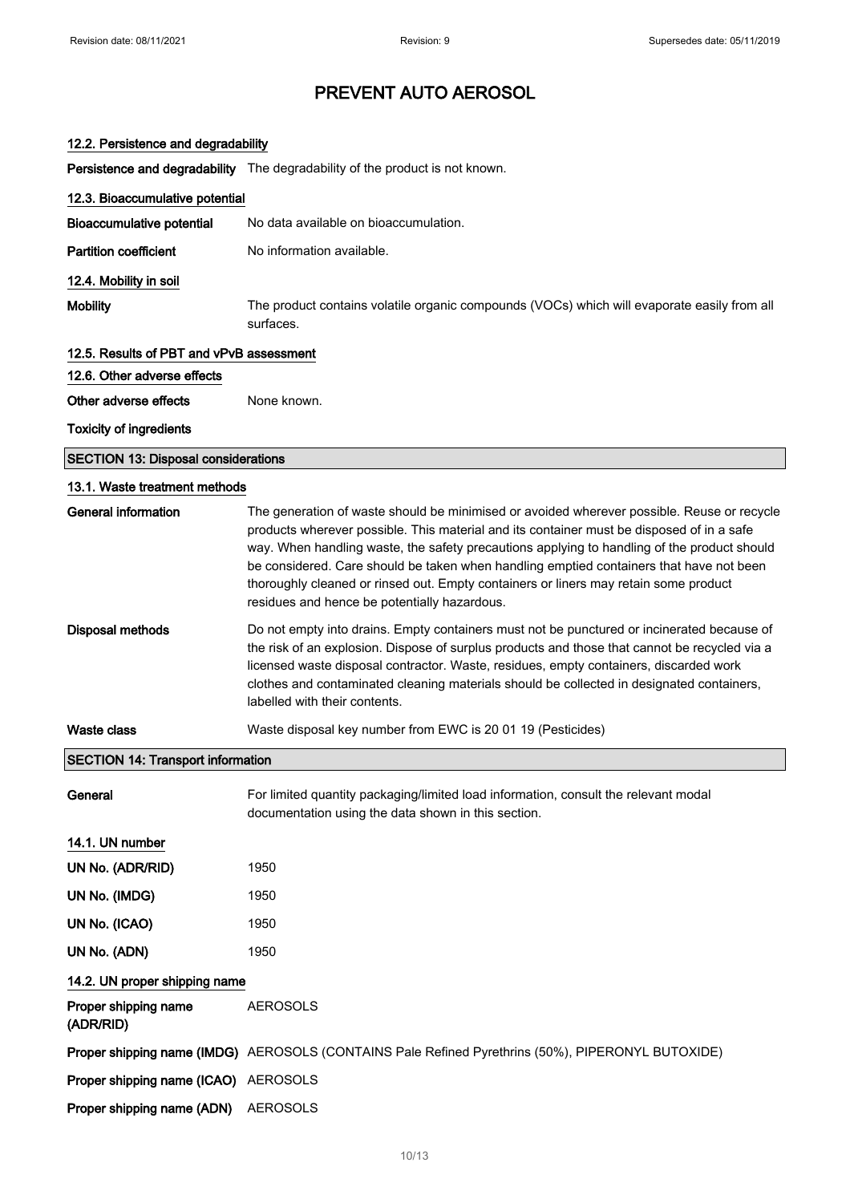# PREVENT AUTO AEROSOL

### 12.2. Persistence and degradability

**Persistence and degradability** The degradability of the product is not known.

### 12.3. Bioaccumulative potential

**Bioaccumulative potential** No data available on bioaccumulation.

**Partition coefficient** No information available.

### 12.4. Mobility in soil

**Mobility** The product contains volatile organic compounds (VOCs) which will evaporate easily from all surfaces.

### 12.5. Results of PBT and vPvB assessment

### 12.6. Other adverse effects

**Other adverse effects** None known.

**Toxicity of ingredients**

## SECTION 13: Disposal considerations

### 13.1. Waste treatment methods

**General information** The generation of waste should be minimised or avoided wherever possible. Reuse or recycle products wherever possible. This material and its container must be disposed of in a safe way. When handling waste, the safety precautions applying to handling of the product should be considered. Care should be taken when handling emptied containers that have not been thoroughly cleaned or rinsed out. Empty containers or liners may retain some product residues and hence be potentially hazardous.

**Disposal methods** Do not empty into drains. Empty containers must not be punctured or incinerated because of the risk of an explosion. Dispose of surplus products and those that cannot be recycled via a licensed waste disposal contractor. Waste, residues, empty containers, discarded work clothes and contaminated cleaning materials should be collected in designated containers, labelled with their contents.

**Waste class** Waste disposal key number from EWC is 20 01 19 (Pesticides)

## SECTION 14: Transport information

**General** For limited quantity packaging/limited load information, consult the relevant modal documentation using the data shown in this section.

### 14.1. UN number

**UN No. (ADR/RID)** 1950

**UN No. (IMDG)** 1950

**UN No. (ICAO)** 1950

**UN No. (ADN)** 1950

### 14.2. UN proper shipping name

**Proper shipping name (ADR/RID)** AEROSOLS

**Proper shipping name (IMDG)** AEROSOLS (CONTAINS Pale Refined Pyrethrins (50%), PIPERONYL BUTOXIDE)

**Proper shipping name (ICAO)** AEROSOLS

**Proper shipping name (ADN)** AEROSOLS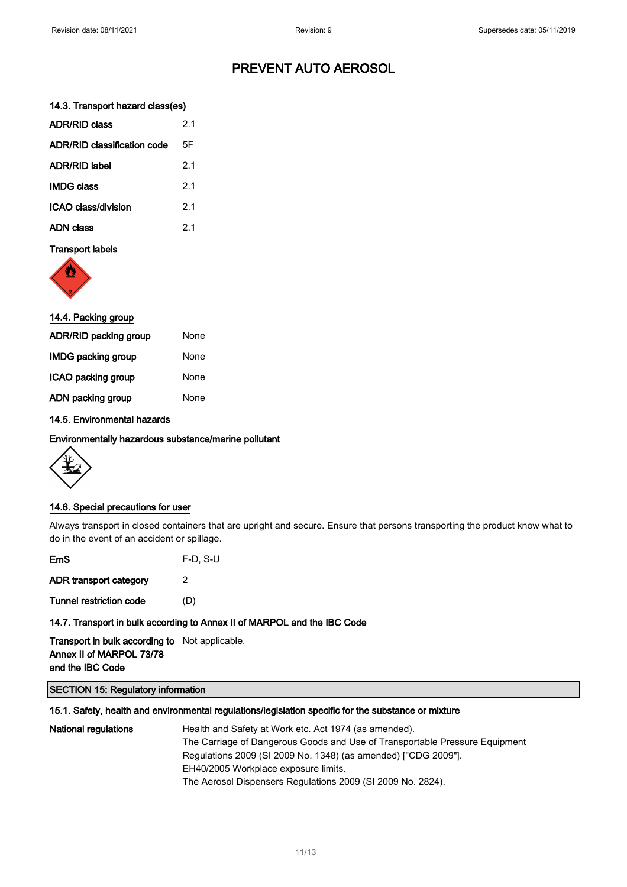# PREVENT AUTO AEROSOL

### 14.3. Transport hazard class(es)

| | |
|---|---|
| **ADR/RID class** | 2.1 |
| **ADR/RID classification code** | 5F |
| **ADR/RID label** | 2.1 |
| **IMDG class** | 2.1 |
| **ICAO class/division** | 2.1 |
| **ADN class** | 2.1 |

**Transport labels**

### 14.4. Packing group

| | |
|---|---|
| **ADR/RID packing group** | None |
| **IMDG packing group** | None |
| **ICAO packing group** | None |
| **ADN packing group** | None |

### 14.5. Environmental hazards

**Environmentally hazardous substance/marine pollutant**

### 14.6. Special precautions for user

Always transport in closed containers that are upright and secure. Ensure that persons transporting the product know what to do in the event of an accident or spillage.

| | |
|---|---|
| **EmS** | F-D, S-U |
| **ADR transport category** | 2 |
| **Tunnel restriction code** | (D) |

### 14.7. Transport in bulk according to Annex II of MARPOL and the IBC Code

| | |
|---|---|
| **Transport in bulk according to Annex II of MARPOL 73/78 and the IBC Code** | Not applicable. |

## SECTION 15: Regulatory information

### 15.1. Safety, health and environmental regulations/legislation specific for the substance or mixture

**National regulations**

Health and Safety at Work etc. Act 1974 (as amended).
The Carriage of Dangerous Goods and Use of Transportable Pressure Equipment Regulations 2009 (SI 2009 No. 1348) (as amended) ["CDG 2009"].
EH40/2005 Workplace exposure limits.
The Aerosol Dispensers Regulations 2009 (SI 2009 No. 2824).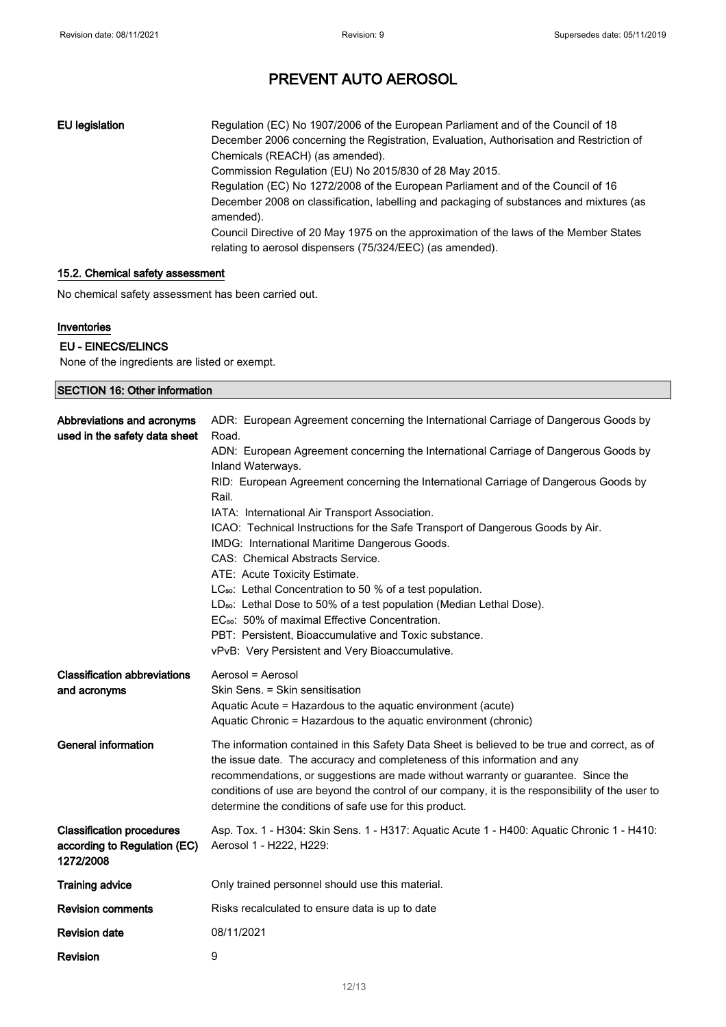| | |
|---|---|
| **EU legislation** | Regulation (EC) No 1907/2006 of the European Parliament and of the Council of 18 December 2006 concerning the Registration, Evaluation, Authorisation and Restriction of Chemicals (REACH) (as amended).<br>Commission Regulation (EU) No 2015/830 of 28 May 2015.<br>Regulation (EC) No 1272/2008 of the European Parliament and of the Council of 16 December 2008 on classification, labelling and packaging of substances and mixtures (as amended).<br>Council Directive of 20 May 1975 on the approximation of the laws of the Member States relating to aerosol dispensers (75/324/EEC) (as amended). |

### 15.2. Chemical safety assessment

No chemical safety assessment has been carried out.

### Inventories

#### EU - EINECS/ELINCS

None of the ingredients are listed or exempt.

## SECTION 16: Other information

| | |
|---|---|
| **Abbreviations and acronyms used in the safety data sheet** | ADR: European Agreement concerning the International Carriage of Dangerous Goods by Road.<br>ADN: European Agreement concerning the International Carriage of Dangerous Goods by Inland Waterways.<br>RID: European Agreement concerning the International Carriage of Dangerous Goods by Rail.<br>IATA: International Air Transport Association.<br>ICAO: Technical Instructions for the Safe Transport of Dangerous Goods by Air.<br>IMDG: International Maritime Dangerous Goods.<br>CAS: Chemical Abstracts Service.<br>ATE: Acute Toxicity Estimate.<br>$LC_{50}$: Lethal Concentration to 50 % of a test population.<br>$LD_{50}$: Lethal Dose to 50% of a test population (Median Lethal Dose).<br>$EC_{50}$: 50% of maximal Effective Concentration.<br>PBT: Persistent, Bioaccumulative and Toxic substance.<br>vPvB: Very Persistent and Very Bioaccumulative. |
| **Classification abbreviations and acronyms** | Aerosol = Aerosol<br>Skin Sens. = Skin sensitisation<br>Aquatic Acute = Hazardous to the aquatic environment (acute)<br>Aquatic Chronic = Hazardous to the aquatic environment (chronic) |
| **General information** | The information contained in this Safety Data Sheet is believed to be true and correct, as of the issue date. The accuracy and completeness of this information and any recommendations, or suggestions are made without warranty or guarantee. Since the conditions of use are beyond the control of our company, it is the responsibility of the user to determine the conditions of safe use for this product. |
| **Classification procedures according to Regulation (EC) 1272/2008** | Asp. Tox. 1 - H304: Skin Sens. 1 - H317: Aquatic Acute 1 - H400: Aquatic Chronic 1 - H410: Aerosol 1 - H222, H229: |
| **Training advice** | Only trained personnel should use this material. |
| **Revision comments** | Risks recalculated to ensure data is up to date |
| **Revision date** | 08/11/2021 |
| **Revision** | 9 |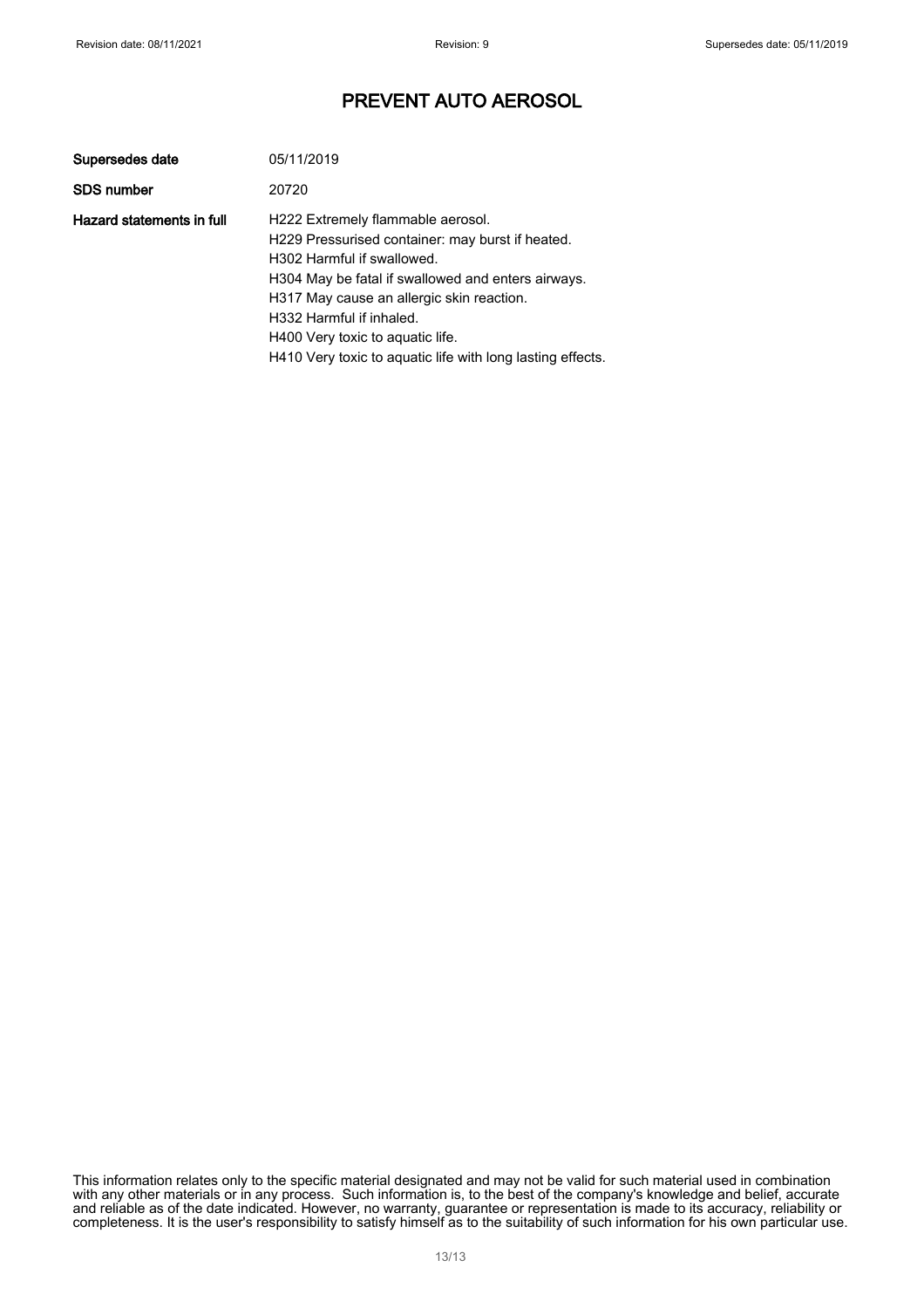| | |
|---|---|
| **Supersedes date** | 05/11/2019 |
| **SDS number** | 20720 |
| **Hazard statements in full** | H222 Extremely flammable aerosol.<br>H229 Pressurised container: may burst if heated.<br>H302 Harmful if swallowed.<br>H304 May be fatal if swallowed and enters airways.<br>H317 May cause an allergic skin reaction.<br>H332 Harmful if inhaled.<br>H400 Very toxic to aquatic life.<br>H410 Very toxic to aquatic life with long lasting effects. |

This information relates only to the specific material designated and may not be valid for such material used in combination with any other materials or in any process. Such information is, to the best of the company's knowledge and belief, accurate and reliable as of the date indicated. However, no warranty, guarantee or representation is made to its accuracy, reliability or completeness. It is the user's responsibility to satisfy himself as to the suitability of such information for his own particular use.